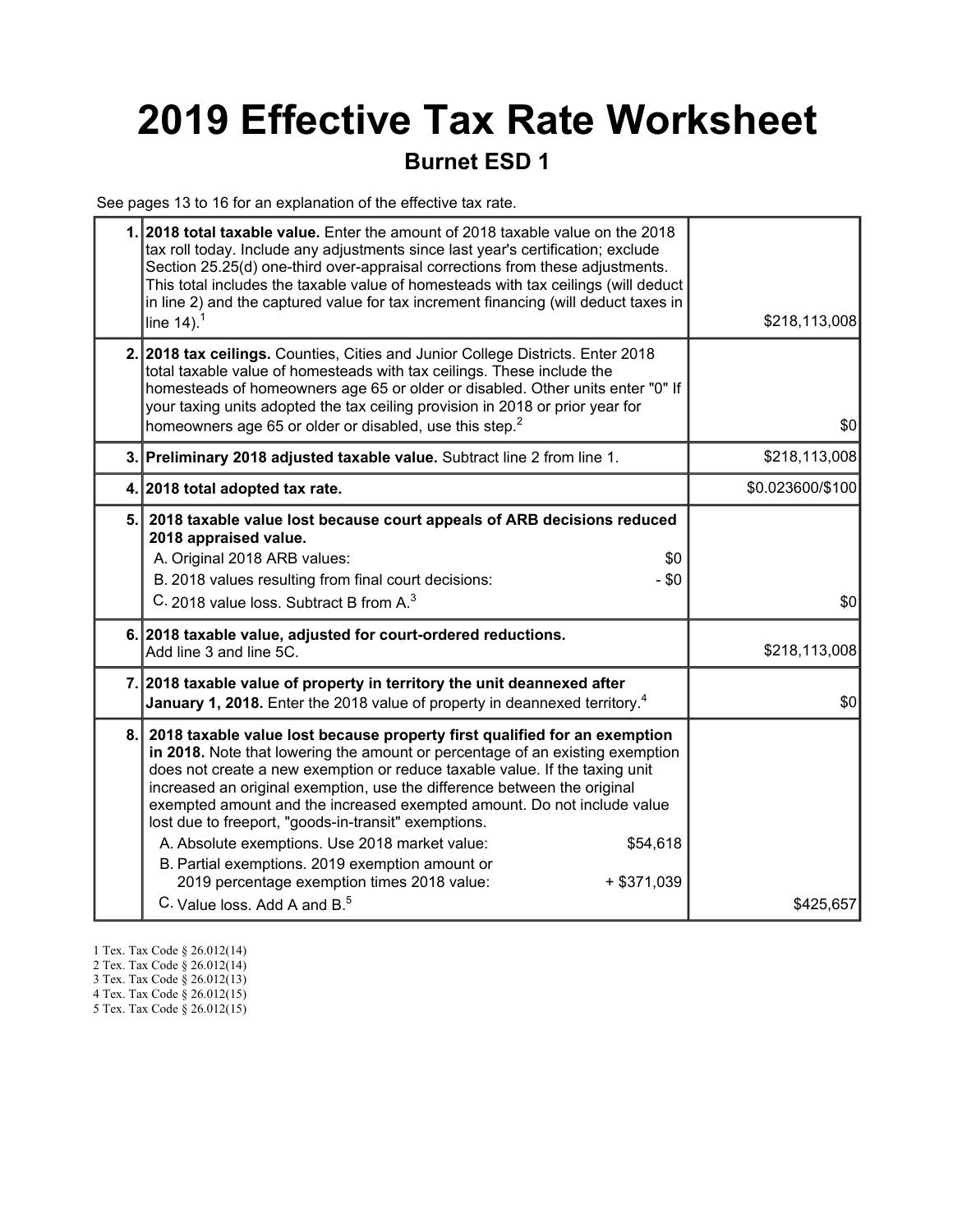# 2019 Effective Tax Rate Worksheet

## Burnet ESD 1

See pages 13 to 16 for an explanation of the effective tax rate.

| | | |
|---|---|---|
| 1. | **2018 total taxable value.** Enter the amount of 2018 taxable value on the 2018 tax roll today. Include any adjustments since last year's certification; exclude Section 25.25(d) one-third over-appraisal corrections from these adjustments. This total includes the taxable value of homesteads with tax ceilings (will deduct in line 2) and the captured value for tax increment financing (will deduct taxes in line 14).[1] | $218,113,008 |
| 2. | **2018 tax ceilings.** Counties, Cities and Junior College Districts. Enter 2018 total taxable value of homesteads with tax ceilings. These include the homesteads of homeowners age 65 or older or disabled. Other units enter "0" If your taxing units adopted the tax ceiling provision in 2018 or prior year for homeowners age 65 or older or disabled, use this step.[2] | $0 |
| 3. | **Preliminary 2018 adjusted taxable value.** Subtract line 2 from line 1. | $218,113,008 |
| 4. | **2018 total adopted tax rate.** | $0.023600/$100 |
| 5. | **2018 taxable value lost because court appeals of ARB decisions reduced 2018 appraised value.**<br>A. Original 2018 ARB values: $0<br>B. 2018 values resulting from final court decisions: - $0<br>C. 2018 value loss. Subtract B from A.[3] | $0 |
| 6. | **2018 taxable value, adjusted for court-ordered reductions.** Add line 3 and line 5C. | $218,113,008 |
| 7. | **2018 taxable value of property in territory the unit deannexed after January 1, 2018.** Enter the 2018 value of property in deannexed territory.[4] | $0 |
| 8. | **2018 taxable value lost because property first qualified for an exemption in 2018.** Note that lowering the amount or percentage of an existing exemption does not create a new exemption or reduce taxable value. If the taxing unit increased an original exemption, use the difference between the original exempted amount and the increased exempted amount. Do not include value lost due to freeport, "goods-in-transit" exemptions.<br>A. Absolute exemptions. Use 2018 market value: $54,618<br>B. Partial exemptions. 2019 exemption amount or 2019 percentage exemption times 2018 value: + $371,039<br>C. Value loss. Add A and B.[5] | $425,657 |

1 Tex. Tax Code § 26.012(14)
2 Tex. Tax Code § 26.012(14)
3 Tex. Tax Code § 26.012(13)
4 Tex. Tax Code § 26.012(15)
5 Tex. Tax Code § 26.012(15)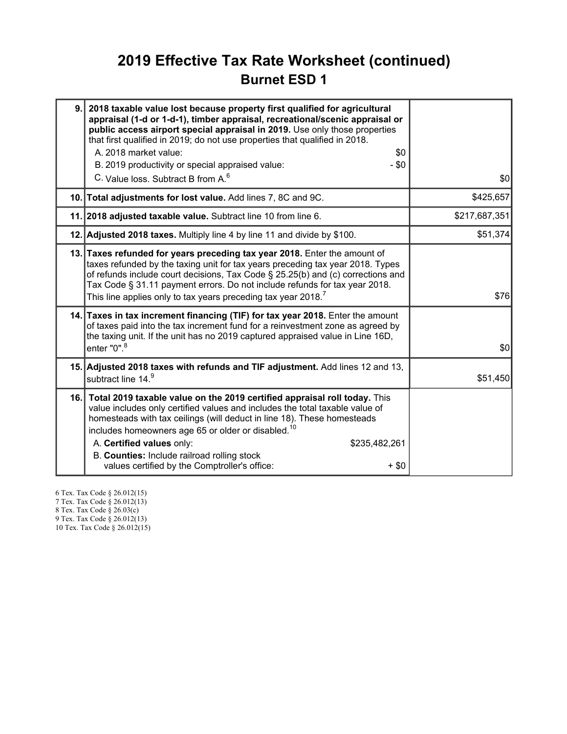# 2019 Effective Tax Rate Worksheet (continued)

## Burnet ESD 1

| | | |
|---|---|---|
| 9. | **2018 taxable value lost because property first qualified for agricultural appraisal (1-d or 1-d-1), timber appraisal, recreational/scenic appraisal or public access airport special appraisal in 2019.** Use only those properties that first qualified in 2019; do not use properties that qualified in 2018.<br>A. 2018 market value: $0<br>B. 2019 productivity or special appraised value: - $0<br>C. Value loss. Subtract B from A.[6] | $0 |
| 10. | **Total adjustments for lost value.** Add lines 7, 8C and 9C. | $425,657 |
| 11. | **2018 adjusted taxable value.** Subtract line 10 from line 6. | $217,687,351 |
| 12. | **Adjusted 2018 taxes.** Multiply line 4 by line 11 and divide by $100. | $51,374 |
| 13. | **Taxes refunded for years preceding tax year 2018.** Enter the amount of taxes refunded by the taxing unit for tax years preceding tax year 2018. Types of refunds include court decisions, Tax Code § 25.25(b) and (c) corrections and Tax Code § 31.11 payment errors. Do not include refunds for tax year 2018. This line applies only to tax years preceding tax year 2018.[7] | $76 |
| 14. | **Taxes in tax increment financing (TIF) for tax year 2018.** Enter the amount of taxes paid into the tax increment fund for a reinvestment zone as agreed by the taxing unit. If the unit has no 2019 captured appraised value in Line 16D, enter "0".[8] | $0 |
| 15. | **Adjusted 2018 taxes with refunds and TIF adjustment.** Add lines 12 and 13, subtract line 14.[9] | $51,450 |
| 16. | **Total 2019 taxable value on the 2019 certified appraisal roll today.** This value includes only certified values and includes the total taxable value of homesteads with tax ceilings (will deduct in line 18). These homesteads includes homeowners age 65 or older or disabled.[10]<br>A. **Certified values** only: $235,482,261<br>B. **Counties:** Include railroad rolling stock values certified by the Comptroller's office: + $0 | |

6 Tex. Tax Code § 26.012(15)
7 Tex. Tax Code § 26.012(13)
8 Tex. Tax Code § 26.03(c)
9 Tex. Tax Code § 26.012(13)
10 Tex. Tax Code § 26.012(15)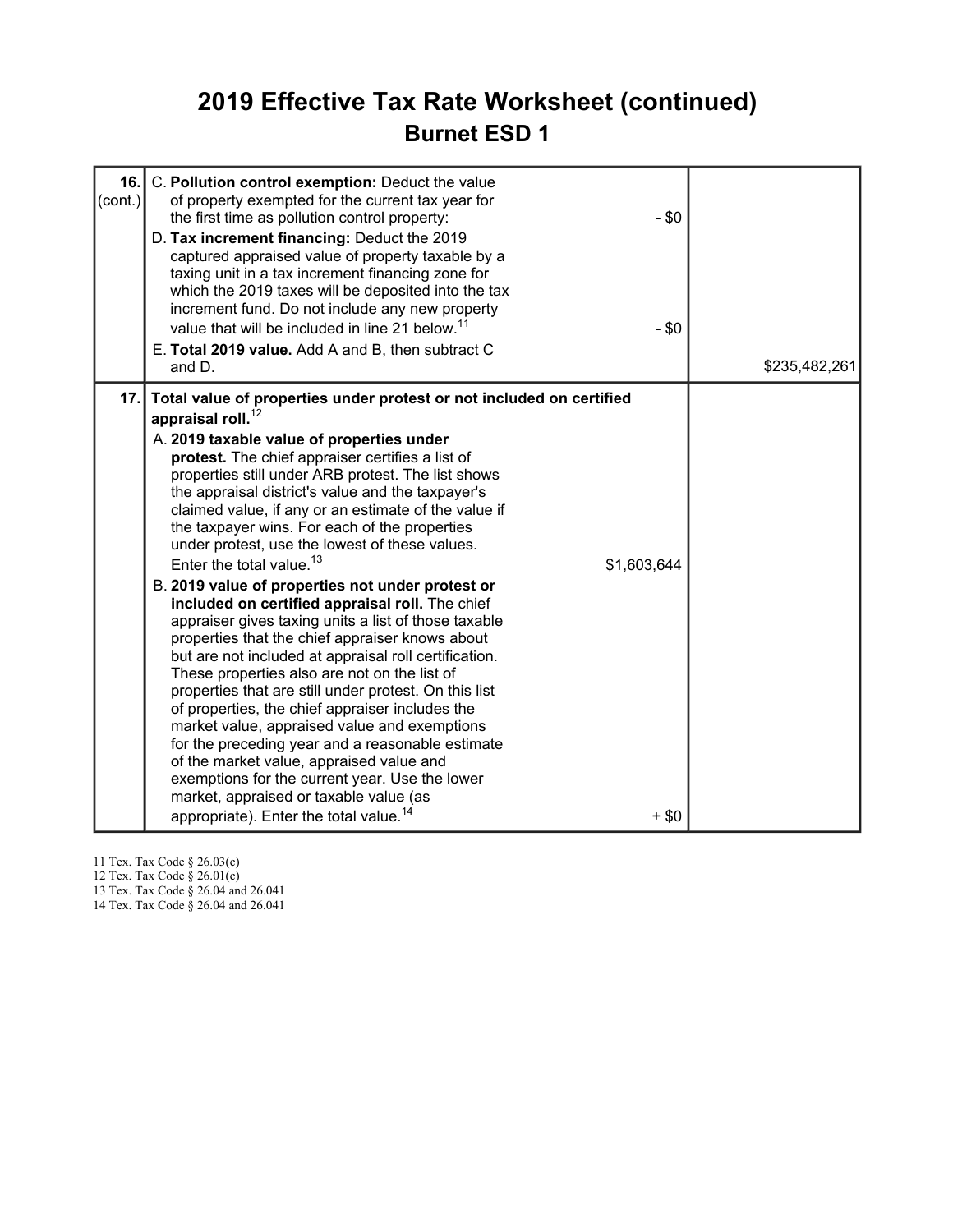# 2019 Effective Tax Rate Worksheet (continued)

## Burnet ESD 1

| | | | |
|---|---|---|---|
| 16. (cont.) | C. **Pollution control exemption:** Deduct the value of property exempted for the current tax year for the first time as pollution control property: | - $0 | |
| | D. **Tax increment financing:** Deduct the 2019 captured appraised value of property taxable by a taxing unit in a tax increment financing zone for which the 2019 taxes will be deposited into the tax increment fund. Do not include any new property value that will be included in line 21 below.[11] | - $0 | |
| | E. **Total 2019 value.** Add A and B, then subtract C and D. | | $235,482,261 |
| 17. | **Total value of properties under protest or not included on certified appraisal roll.**[12] | | |
| | A. **2019 taxable value of properties under protest.** The chief appraiser certifies a list of properties still under ARB protest. The list shows the appraisal district's value and the taxpayer's claimed value, if any or an estimate of the value if the taxpayer wins. For each of the properties under protest, use the lowest of these values. Enter the total value.[13] | $1,603,644 | |
| | B. **2019 value of properties not under protest or included on certified appraisal roll.** The chief appraiser gives taxing units a list of those taxable properties that the chief appraiser knows about but are not included at appraisal roll certification. These properties also are not on the list of properties that are still under protest. On this list of properties, the chief appraiser includes the market value, appraised value and exemptions for the preceding year and a reasonable estimate of the market value, appraised value and exemptions for the current year. Use the lower market, appraised or taxable value (as appropriate). Enter the total value.[14] | + $0 | |

11 Tex. Tax Code § 26.03(c)
12 Tex. Tax Code § 26.01(c)
13 Tex. Tax Code § 26.04 and 26.041
14 Tex. Tax Code § 26.04 and 26.041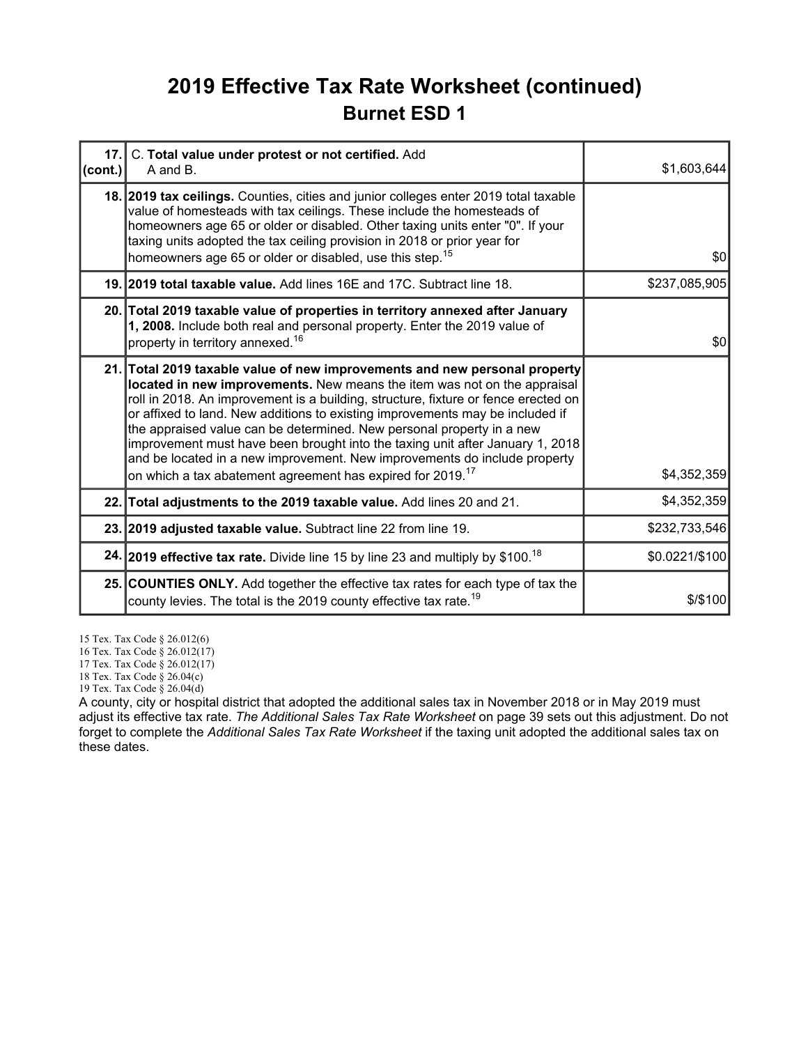# 2019 Effective Tax Rate Worksheet (continued)

## Burnet ESD 1

| | | |
|---|---|---|
| 17. (cont.) | C. **Total value under protest or not certified.** Add A and B. | $1,603,644 |
| 18. | **2019 tax ceilings.** Counties, cities and junior colleges enter 2019 total taxable value of homesteads with tax ceilings. These include the homesteads of homeowners age 65 or older or disabled. Other taxing units enter "0". If your taxing units adopted the tax ceiling provision in 2018 or prior year for homeowners age 65 or older or disabled, use this step.[15] | $0 |
| 19. | **2019 total taxable value.** Add lines 16E and 17C. Subtract line 18. | $237,085,905 |
| 20. | **Total 2019 taxable value of properties in territory annexed after January 1, 2008.** Include both real and personal property. Enter the 2019 value of property in territory annexed.[16] | $0 |
| 21. | **Total 2019 taxable value of new improvements and new personal property located in new improvements.** New means the item was not on the appraisal roll in 2018. An improvement is a building, structure, fixture or fence erected on or affixed to land. New additions to existing improvements may be included if the appraised value can be determined. New personal property in a new improvement must have been brought into the taxing unit after January 1, 2018 and be located in a new improvement. New improvements do include property on which a tax abatement agreement has expired for 2019.[17] | $4,352,359 |
| 22. | **Total adjustments to the 2019 taxable value.** Add lines 20 and 21. | $4,352,359 |
| 23. | **2019 adjusted taxable value.** Subtract line 22 from line 19. | $232,733,546 |
| 24. | **2019 effective tax rate.** Divide line 15 by line 23 and multiply by $100.[18] | $0.0221/$100 |
| 25. | **COUNTIES ONLY.** Add together the effective tax rates for each type of tax the county levies. The total is the 2019 county effective tax rate.[19] | $/$100 |

15 Tex. Tax Code § 26.012(6)
16 Tex. Tax Code § 26.012(17)
17 Tex. Tax Code § 26.012(17)
18 Tex. Tax Code § 26.04(c)
19 Tex. Tax Code § 26.04(d)

A county, city or hospital district that adopted the additional sales tax in November 2018 or in May 2019 must adjust its effective tax rate. *The Additional Sales Tax Rate Worksheet* on page 39 sets out this adjustment. Do not forget to complete the *Additional Sales Tax Rate Worksheet* if the taxing unit adopted the additional sales tax on these dates.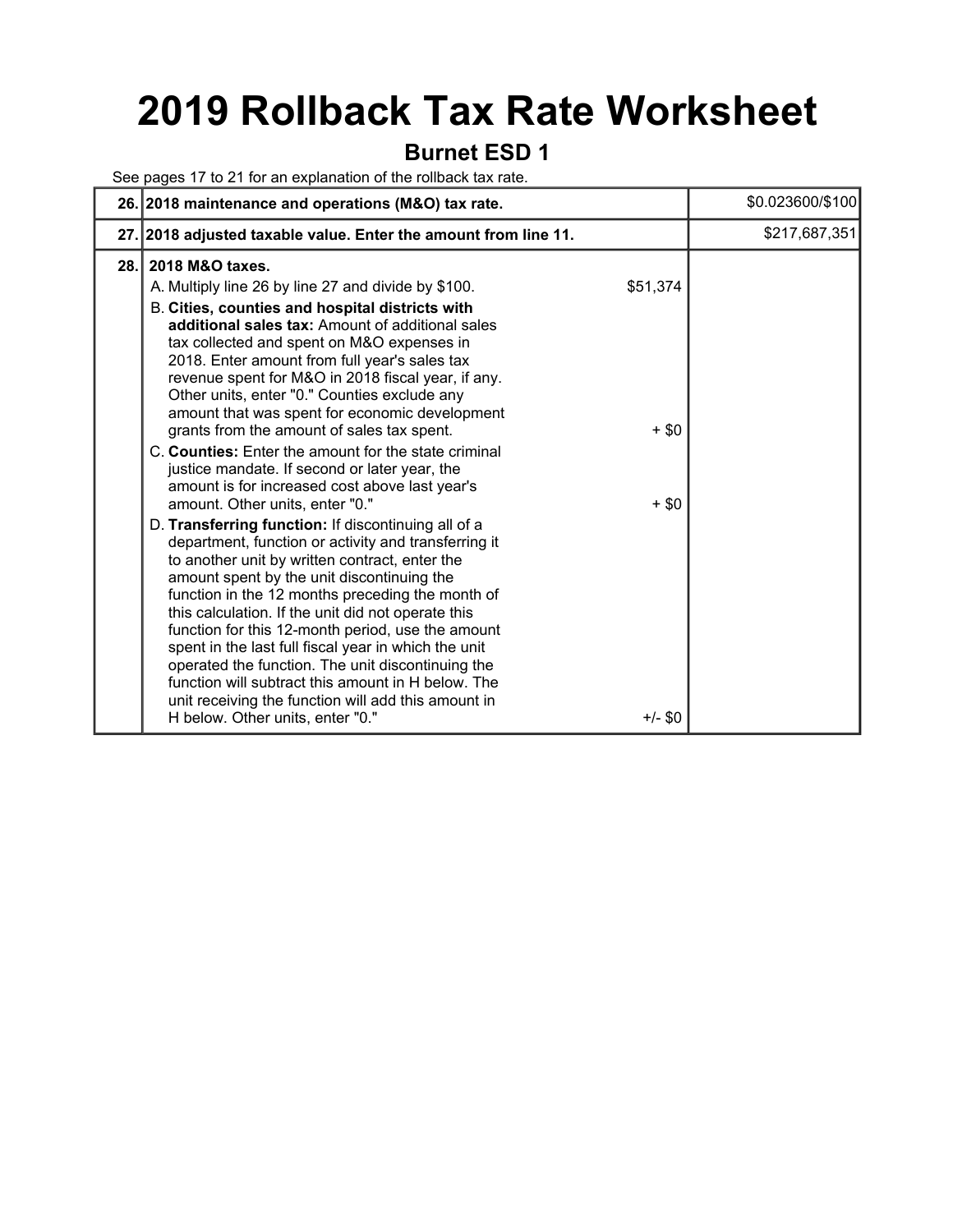# 2019 Rollback Tax Rate Worksheet

## Burnet ESD 1

See pages 17 to 21 for an explanation of the rollback tax rate.

| | | | |
|---|---|---|---|
| 26. | **2018 maintenance and operations (M&O) tax rate.** | | $0.023600/$100 |
| 27. | **2018 adjusted taxable value. Enter the amount from line 11.** | | $217,687,351 |
| 28. | **2018 M&O taxes.** | | |
| | A. Multiply line 26 by line 27 and divide by $100. | $51,374 | |
| | B. **Cities, counties and hospital districts with additional sales tax:** Amount of additional sales tax collected and spent on M&O expenses in 2018. Enter amount from full year's sales tax revenue spent for M&O in 2018 fiscal year, if any. Other units, enter "0." Counties exclude any amount that was spent for economic development grants from the amount of sales tax spent. | + $0 | |
| | C. **Counties:** Enter the amount for the state criminal justice mandate. If second or later year, the amount is for increased cost above last year's amount. Other units, enter "0." | + $0 | |
| | D. **Transferring function:** If discontinuing all of a department, function or activity and transferring it to another unit by written contract, enter the amount spent by the unit discontinuing the function in the 12 months preceding the month of this calculation. If the unit did not operate this function for this 12-month period, use the amount spent in the last full fiscal year in which the unit operated the function. The unit discontinuing the function will subtract this amount in H below. The unit receiving the function will add this amount in H below. Other units, enter "0." | +/- $0 | |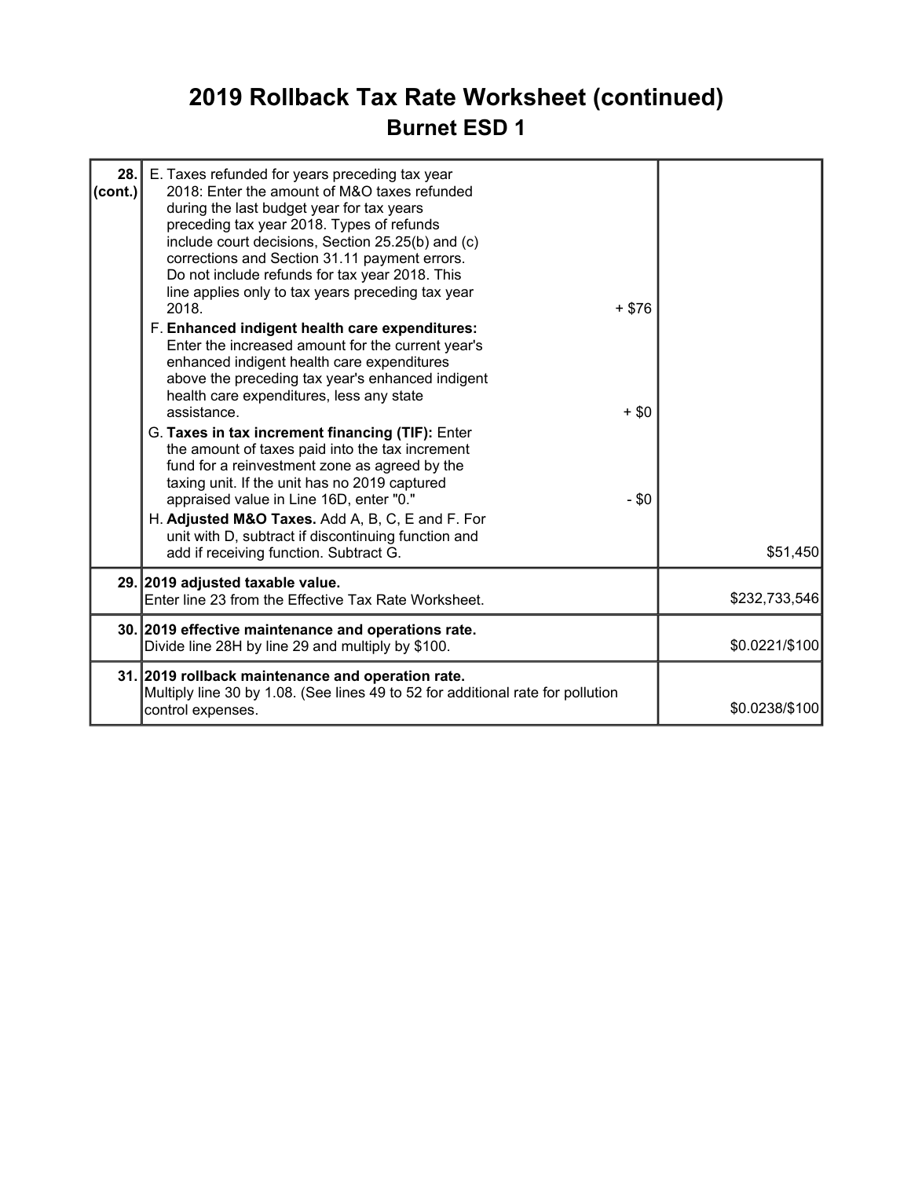# 2019 Rollback Tax Rate Worksheet (continued)

## Burnet ESD 1

| | | |
|---|---|---|
| **28. (cont.)** | E. Taxes refunded for years preceding tax year 2018: Enter the amount of M&O taxes refunded during the last budget year for tax years preceding tax year 2018. Types of refunds include court decisions, Section 25.25(b) and (c) corrections and Section 31.11 payment errors. Do not include refunds for tax year 2018. This line applies only to tax years preceding tax year 2018. + $76<br>F. **Enhanced indigent health care expenditures:** Enter the increased amount for the current year's enhanced indigent health care expenditures above the preceding tax year's enhanced indigent health care expenditures, less any state assistance. + $0<br>G. **Taxes in tax increment financing (TIF):** Enter the amount of taxes paid into the tax increment fund for a reinvestment zone as agreed by the taxing unit. If the unit has no 2019 captured appraised value in Line 16D, enter "0." - $0<br>H. **Adjusted M&O Taxes.** Add A, B, C, E and F. For unit with D, subtract if discontinuing function and add if receiving function. Subtract G. | $51,450 |
| **29.** | **2019 adjusted taxable value.**<br>Enter line 23 from the Effective Tax Rate Worksheet. | $232,733,546 |
| **30.** | **2019 effective maintenance and operations rate.**<br>Divide line 28H by line 29 and multiply by $100. | $0.0221/$100 |
| **31.** | **2019 rollback maintenance and operation rate.**<br>Multiply line 30 by 1.08. (See lines 49 to 52 for additional rate for pollution control expenses. | $0.0238/$100 |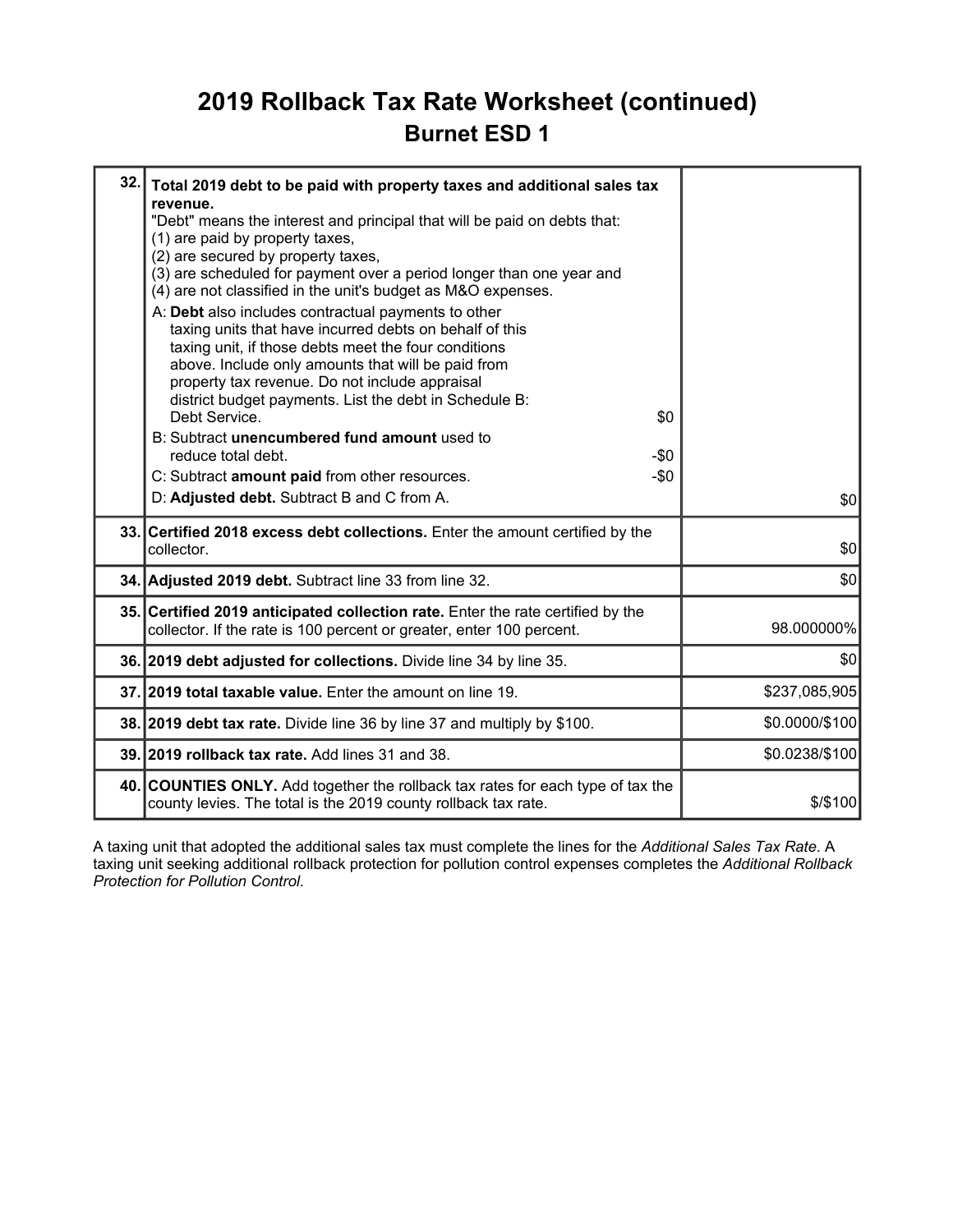# 2019 Rollback Tax Rate Worksheet (continued)

## Burnet ESD 1

| | | |
|---|---|---|
| 32. | **Total 2019 debt to be paid with property taxes and additional sales tax revenue.**<br>"Debt" means the interest and principal that will be paid on debts that:<br>(1) are paid by property taxes,<br>(2) are secured by property taxes,<br>(3) are scheduled for payment over a period longer than one year and<br>(4) are not classified in the unit's budget as M&O expenses.<br>A: **Debt** also includes contractual payments to other taxing units that have incurred debts on behalf of this taxing unit, if those debts meet the four conditions above. Include only amounts that will be paid from property tax revenue. Do not include appraisal district budget payments. List the debt in Schedule B: Debt Service. $0<br>B: Subtract **unencumbered fund amount** used to reduce total debt. -$0<br>C: Subtract **amount paid** from other resources. -$0<br>D: **Adjusted debt.** Subtract B and C from A. | $0 |
| 33. | **Certified 2018 excess debt collections.** Enter the amount certified by the collector. | $0 |
| 34. | **Adjusted 2019 debt.** Subtract line 33 from line 32. | $0 |
| 35. | **Certified 2019 anticipated collection rate.** Enter the rate certified by the collector. If the rate is 100 percent or greater, enter 100 percent. | 98.000000% |
| 36. | **2019 debt adjusted for collections.** Divide line 34 by line 35. | $0 |
| 37. | **2019 total taxable value.** Enter the amount on line 19. | $237,085,905 |
| 38. | **2019 debt tax rate.** Divide line 36 by line 37 and multiply by $100. | $0.0000/$100 |
| 39. | **2019 rollback tax rate.** Add lines 31 and 38. | $0.0238/$100 |
| 40. | **COUNTIES ONLY.** Add together the rollback tax rates for each type of tax the county levies. The total is the 2019 county rollback tax rate. | $/$100 |

A taxing unit that adopted the additional sales tax must complete the lines for the *Additional Sales Tax Rate*. A taxing unit seeking additional rollback protection for pollution control expenses completes the *Additional Rollback Protection for Pollution Control*.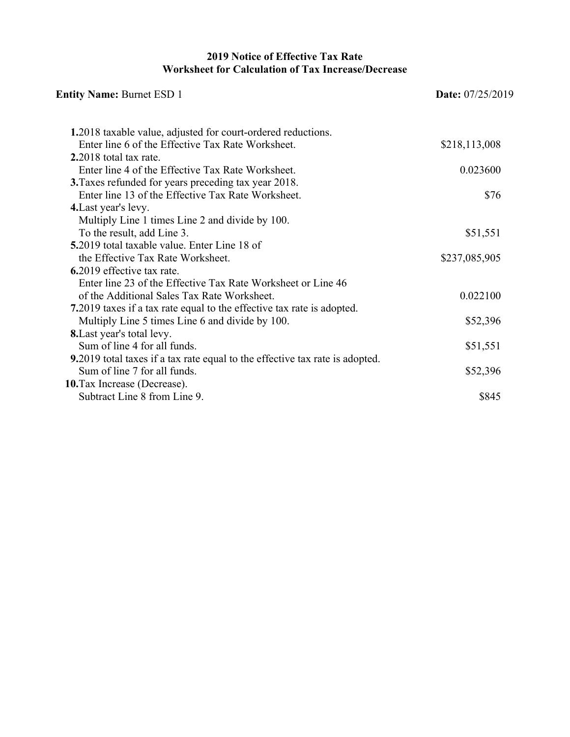# 2019 Notice of Effective Tax Rate
## Worksheet for Calculation of Tax Increase/Decrease

**Entity Name:** Burnet ESD 1 **Date:** 07/25/2019

| | |
|---|---|
| **1.** 2018 taxable value, adjusted for court-ordered reductions. Enter line 6 of the Effective Tax Rate Worksheet. | $218,113,008 |
| **2.** 2018 total tax rate. Enter line 4 of the Effective Tax Rate Worksheet. | 0.023600 |
| **3.** Taxes refunded for years preceding tax year 2018. Enter line 13 of the Effective Tax Rate Worksheet. | $76 |
| **4.** Last year's levy. Multiply Line 1 times Line 2 and divide by 100. To the result, add Line 3. | $51,551 |
| **5.** 2019 total taxable value. Enter Line 18 of the Effective Tax Rate Worksheet. | $237,085,905 |
| **6.** 2019 effective tax rate. Enter line 23 of the Effective Tax Rate Worksheet or Line 46 of the Additional Sales Tax Rate Worksheet. | 0.022100 |
| **7.** 2019 taxes if a tax rate equal to the effective tax rate is adopted. Multiply Line 5 times Line 6 and divide by 100. | $52,396 |
| **8.** Last year's total levy. Sum of line 4 for all funds. | $51,551 |
| **9.** 2019 total taxes if a tax rate equal to the effective tax rate is adopted. Sum of line 7 for all funds. | $52,396 |
| **10.** Tax Increase (Decrease). Subtract Line 8 from Line 9. | $845 |